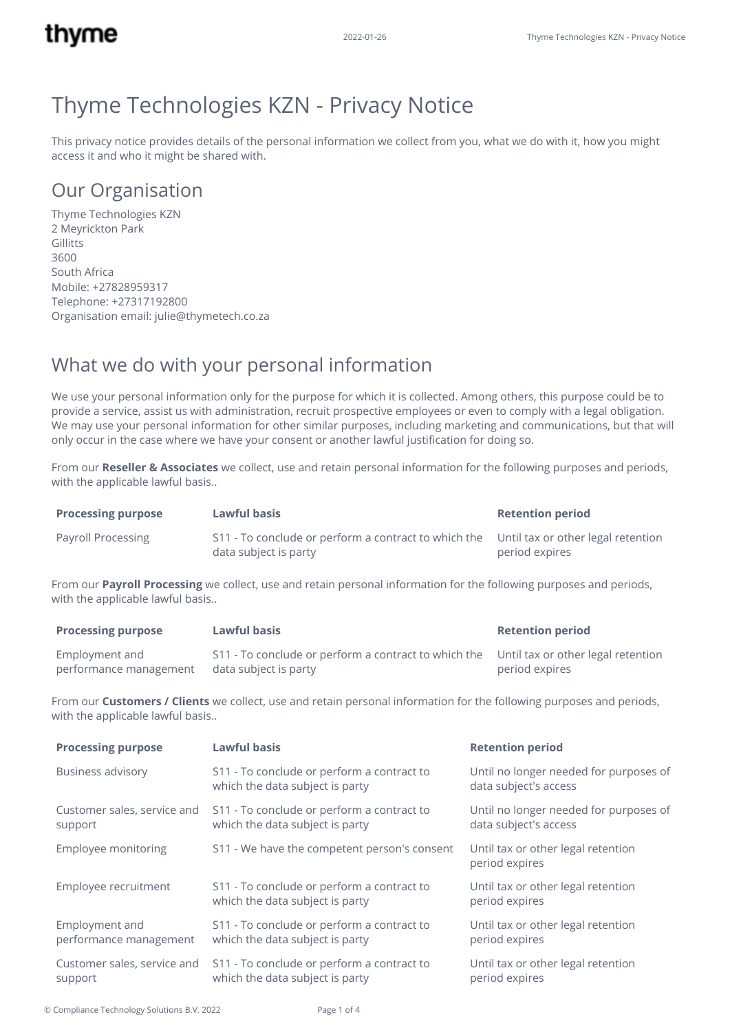# Thyme Technologies KZN - Privacy Notice

This privacy notice provides details of the personal information we collect from you, what we do with it, how you might access it and who it might be shared with.

## Our Organisation

Thyme Technologies KZN
2 Meyrickton Park
Gillitts
3600
South Africa
Mobile: +27828959317
Telephone: +27317192800
Organisation email: julie@thymetech.co.za

## What we do with your personal information

We use your personal information only for the purpose for which it is collected. Among others, this purpose could be to provide a service, assist us with administration, recruit prospective employees or even to comply with a legal obligation. We may use your personal information for other similar purposes, including marketing and communications, but that will only occur in the case where we have your consent or another lawful justification for doing so.

From our **Reseller & Associates** we collect, use and retain personal information for the following purposes and periods, with the applicable lawful basis..

| Processing purpose | Lawful basis | Retention period |
|---|---|---|
| Payroll Processing | S11 - To conclude or perform a contract to which the data subject is party | Until tax or other legal retention period expires |

From our **Payroll Processing** we collect, use and retain personal information for the following purposes and periods, with the applicable lawful basis..

| Processing purpose | Lawful basis | Retention period |
|---|---|---|
| Employment and performance management | S11 - To conclude or perform a contract to which the data subject is party | Until tax or other legal retention period expires |

From our **Customers / Clients** we collect, use and retain personal information for the following purposes and periods, with the applicable lawful basis..

| Processing purpose | Lawful basis | Retention period |
|---|---|---|
| Business advisory | S11 - To conclude or perform a contract to which the data subject is party | Until no longer needed for purposes of data subject's access |
| Customer sales, service and support | S11 - To conclude or perform a contract to which the data subject is party | Until no longer needed for purposes of data subject's access |
| Employee monitoring | S11 - We have the competent person's consent | Until tax or other legal retention period expires |
| Employee recruitment | S11 - To conclude or perform a contract to which the data subject is party | Until tax or other legal retention period expires |
| Employment and performance management | S11 - To conclude or perform a contract to which the data subject is party | Until tax or other legal retention period expires |
| Customer sales, service and support | S11 - To conclude or perform a contract to which the data subject is party | Until tax or other legal retention period expires |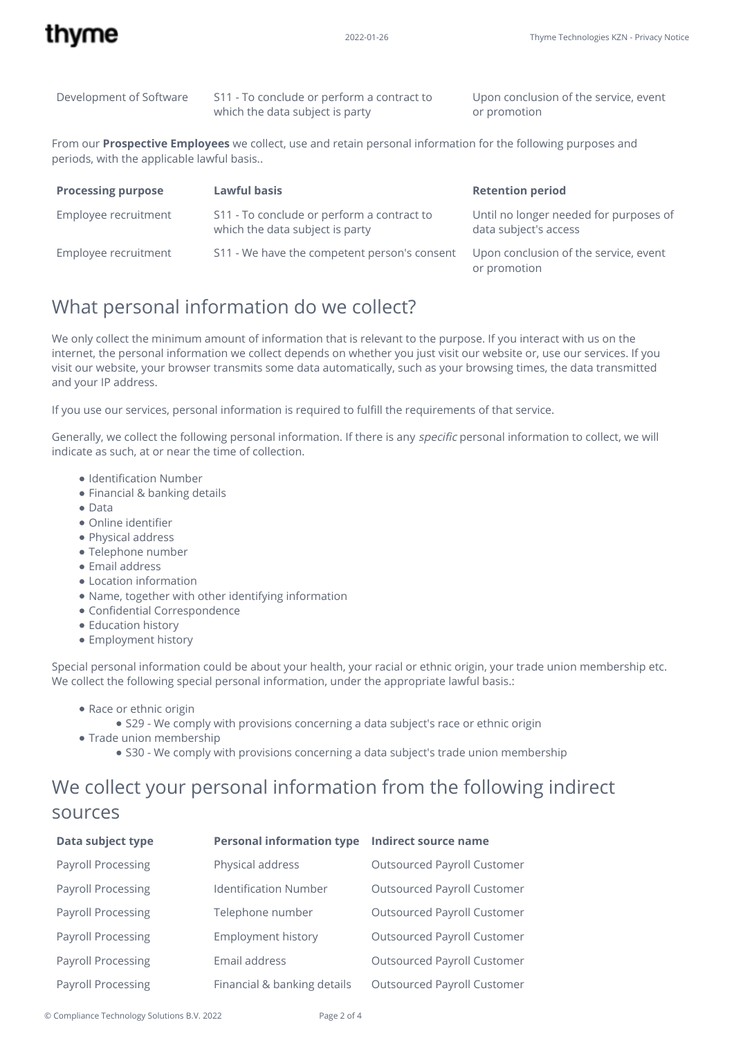| Development of Software | S11 - To conclude or perform a contract to which the data subject is party | Upon conclusion of the service, event or promotion |
|---|---|---|

From our **Prospective Employees** we collect, use and retain personal information for the following purposes and periods, with the applicable lawful basis..

| Processing purpose | Lawful basis | Retention period |
|---|---|---|
| Employee recruitment | S11 - To conclude or perform a contract to which the data subject is party | Until no longer needed for purposes of data subject's access |
| Employee recruitment | S11 - We have the competent person's consent | Upon conclusion of the service, event or promotion |

## What personal information do we collect?

We only collect the minimum amount of information that is relevant to the purpose. If you interact with us on the internet, the personal information we collect depends on whether you just visit our website or, use our services. If you visit our website, your browser transmits some data automatically, such as your browsing times, the data transmitted and your IP address.

If you use our services, personal information is required to fulfill the requirements of that service.

Generally, we collect the following personal information. If there is any *specific* personal information to collect, we will indicate as such, at or near the time of collection.

- Identification Number
- Financial & banking details
- Data
- Online identifier
- Physical address
- Telephone number
- Email address
- Location information
- Name, together with other identifying information
- Confidential Correspondence
- Education history
- Employment history

Special personal information could be about your health, your racial or ethnic origin, your trade union membership etc. We collect the following special personal information, under the appropriate lawful basis.:

- Race or ethnic origin
  - S29 - We comply with provisions concerning a data subject's race or ethnic origin
- Trade union membership
  - S30 - We comply with provisions concerning a data subject's trade union membership

## We collect your personal information from the following indirect sources

| Data subject type | Personal information type | Indirect source name |
|---|---|---|
| Payroll Processing | Physical address | Outsourced Payroll Customer |
| Payroll Processing | Identification Number | Outsourced Payroll Customer |
| Payroll Processing | Telephone number | Outsourced Payroll Customer |
| Payroll Processing | Employment history | Outsourced Payroll Customer |
| Payroll Processing | Email address | Outsourced Payroll Customer |
| Payroll Processing | Financial & banking details | Outsourced Payroll Customer |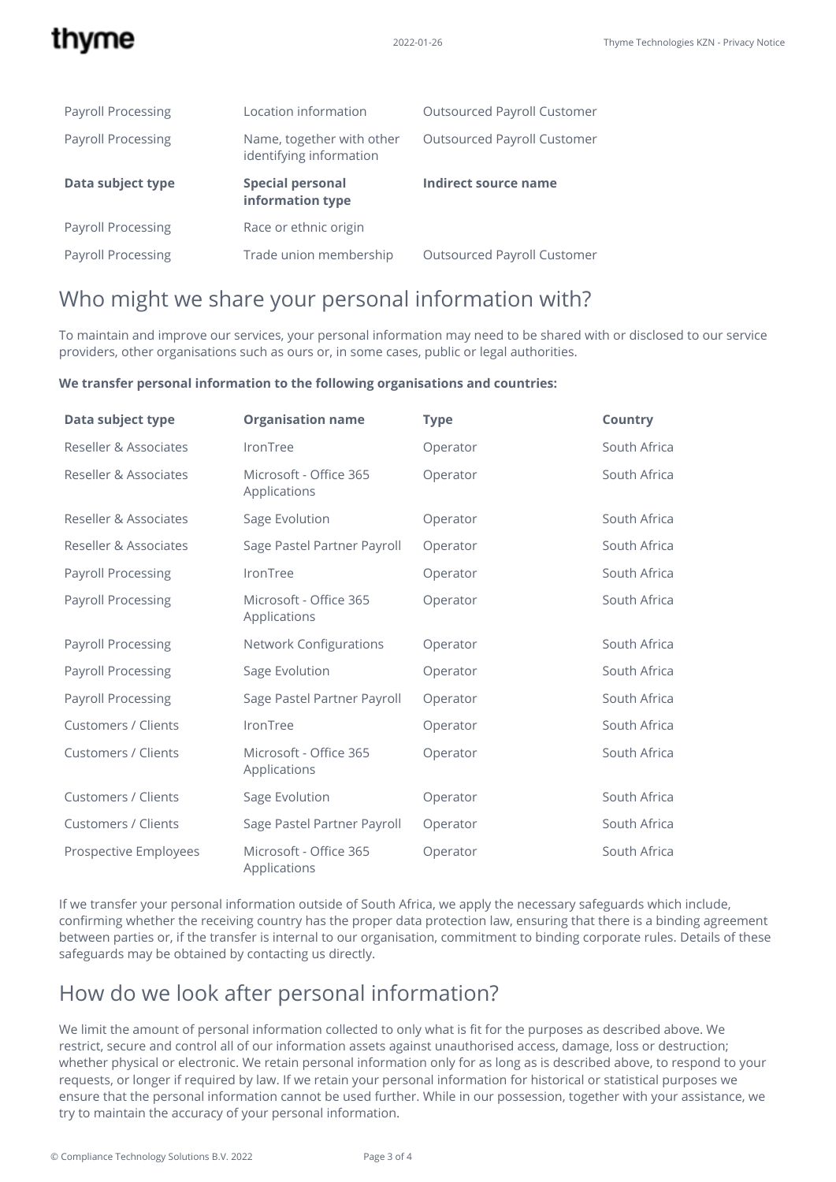| Payroll Processing | Location information | Outsourced Payroll Customer |
|---|---|---|
| Payroll Processing | Name, together with other identifying information | Outsourced Payroll Customer |
| **Data subject type** | **Special personal information type** | **Indirect source name** |
| Payroll Processing | Race or ethnic origin | |
| Payroll Processing | Trade union membership | Outsourced Payroll Customer |

## Who might we share your personal information with?

To maintain and improve our services, your personal information may need to be shared with or disclosed to our service providers, other organisations such as ours or, in some cases, public or legal authorities.

**We transfer personal information to the following organisations and countries:**

| Data subject type | Organisation name | Type | Country |
|---|---|---|---|
| Reseller & Associates | IronTree | Operator | South Africa |
| Reseller & Associates | Microsoft - Office 365 Applications | Operator | South Africa |
| Reseller & Associates | Sage Evolution | Operator | South Africa |
| Reseller & Associates | Sage Pastel Partner Payroll | Operator | South Africa |
| Payroll Processing | IronTree | Operator | South Africa |
| Payroll Processing | Microsoft - Office 365 Applications | Operator | South Africa |
| Payroll Processing | Network Configurations | Operator | South Africa |
| Payroll Processing | Sage Evolution | Operator | South Africa |
| Payroll Processing | Sage Pastel Partner Payroll | Operator | South Africa |
| Customers / Clients | IronTree | Operator | South Africa |
| Customers / Clients | Microsoft - Office 365 Applications | Operator | South Africa |
| Customers / Clients | Sage Evolution | Operator | South Africa |
| Customers / Clients | Sage Pastel Partner Payroll | Operator | South Africa |
| Prospective Employees | Microsoft - Office 365 Applications | Operator | South Africa |

If we transfer your personal information outside of South Africa, we apply the necessary safeguards which include, confirming whether the receiving country has the proper data protection law, ensuring that there is a binding agreement between parties or, if the transfer is internal to our organisation, commitment to binding corporate rules. Details of these safeguards may be obtained by contacting us directly.

## How do we look after personal information?

We limit the amount of personal information collected to only what is fit for the purposes as described above. We restrict, secure and control all of our information assets against unauthorised access, damage, loss or destruction; whether physical or electronic. We retain personal information only for as long as is described above, to respond to your requests, or longer if required by law. If we retain your personal information for historical or statistical purposes we ensure that the personal information cannot be used further. While in our possession, together with your assistance, we try to maintain the accuracy of your personal information.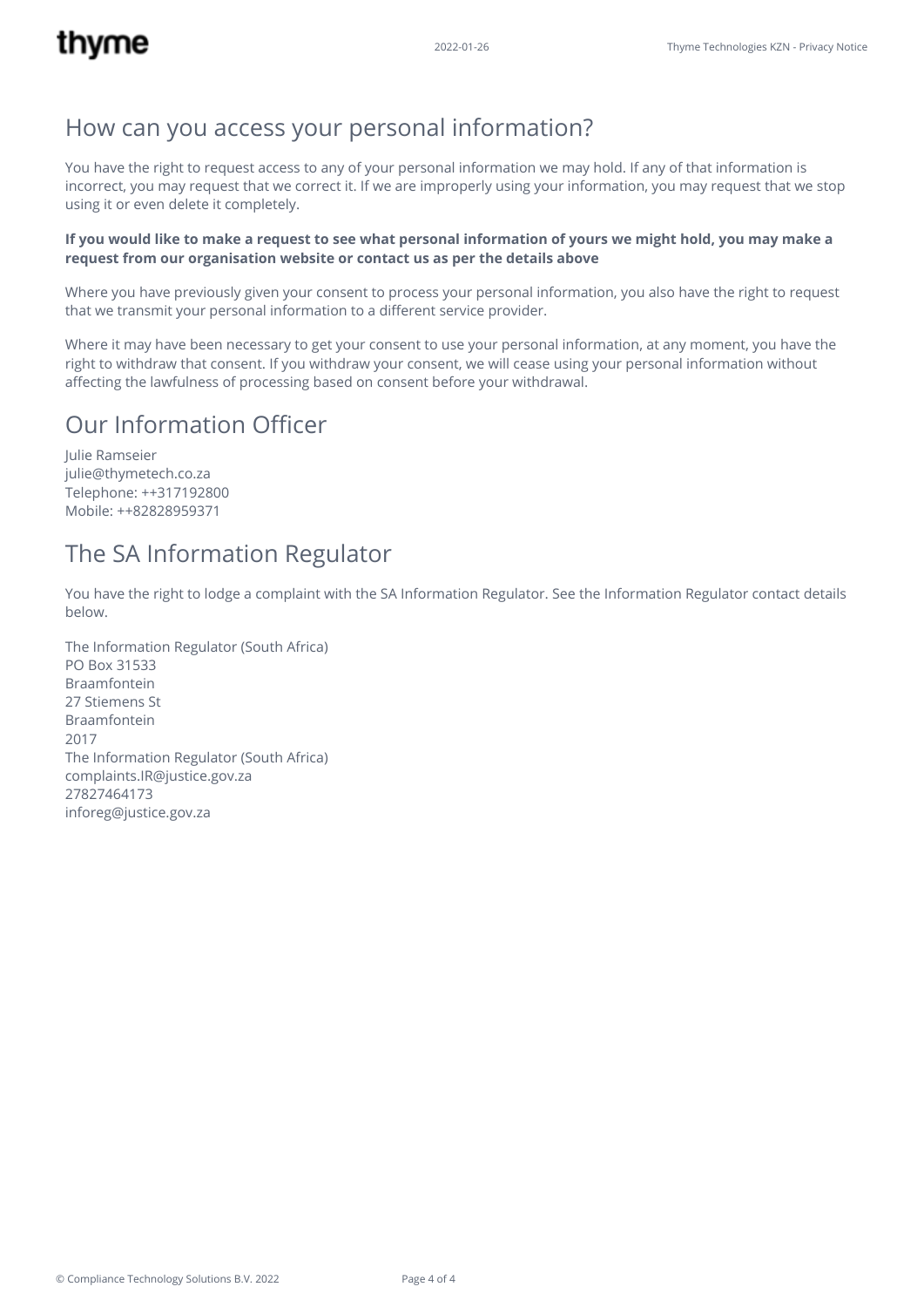## How can you access your personal information?

You have the right to request access to any of your personal information we may hold. If any of that information is incorrect, you may request that we correct it. If we are improperly using your information, you may request that we stop using it or even delete it completely.

**If you would like to make a request to see what personal information of yours we might hold, you may make a request from our organisation website or contact us as per the details above**

Where you have previously given your consent to process your personal information, you also have the right to request that we transmit your personal information to a different service provider.

Where it may have been necessary to get your consent to use your personal information, at any moment, you have the right to withdraw that consent. If you withdraw your consent, we will cease using your personal information without affecting the lawfulness of processing based on consent before your withdrawal.

## Our Information Officer

Julie Ramseier
julie@thymetech.co.za
Telephone: ++317192800
Mobile: ++82828959371

## The SA Information Regulator

You have the right to lodge a complaint with the SA Information Regulator. See the Information Regulator contact details below.

The Information Regulator (South Africa)
PO Box 31533
Braamfontein
27 Stiemens St
Braamfontein
2017
The Information Regulator (South Africa)
complaints.IR@justice.gov.za
27827464173
inforeg@justice.gov.za